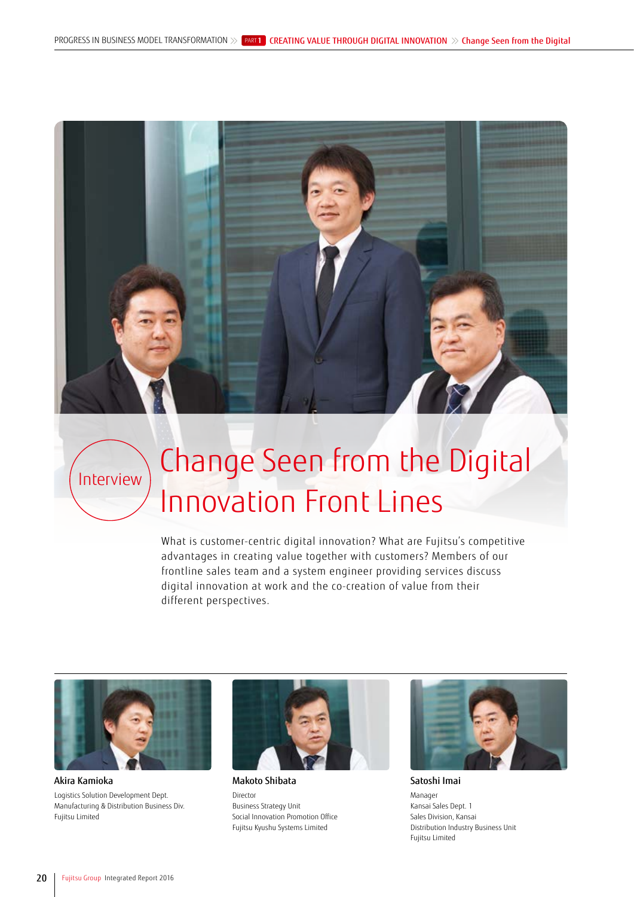Interview

# Change Seen from the Digital Innovation Front Lines

What is customer-centric digital innovation? What are Fujitsu's competitive advantages in creating value together with customers? Members of our frontline sales team and a system engineer providing services discuss digital innovation at work and the co-creation of value from their different perspectives.

**Akira Kamioka**
Logistics Solution Development Dept.
Manufacturing & Distribution Business Div.
Fujitsu Limited

**Makoto Shibata**
Director
Business Strategy Unit
Social Innovation Promotion Office
Fujitsu Kyushu Systems Limited

**Satoshi Imai**
Manager
Kansai Sales Dept. 1
Sales Division, Kansai
Distribution Industry Business Unit
Fujitsu Limited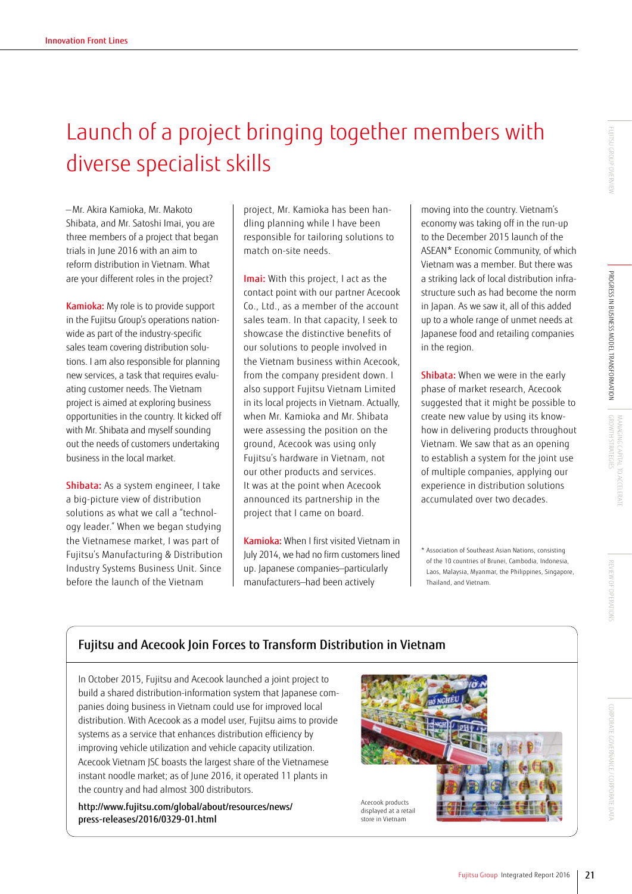# Launch of a project bringing together members with diverse specialist skills

—Mr. Akira Kamioka, Mr. Makoto Shibata, and Mr. Satoshi Imai, you are three members of a project that began trials in June 2016 with an aim to reform distribution in Vietnam. What are your different roles in the project?

**Kamioka:** My role is to provide support in the Fujitsu Group's operations nationwide as part of the industry-specific sales team covering distribution solutions. I am also responsible for planning new services, a task that requires evaluating customer needs. The Vietnam project is aimed at exploring business opportunities in the country. It kicked off with Mr. Shibata and myself sounding out the needs of customers undertaking business in the local market.

**Shibata:** As a system engineer, I take a big-picture view of distribution solutions as what we call a "technology leader." When we began studying the Vietnamese market, I was part of Fujitsu's Manufacturing & Distribution Industry Systems Business Unit. Since before the launch of the Vietnam project, Mr. Kamioka has been handling planning while I have been responsible for tailoring solutions to match on-site needs.

**Imai:** With this project, I act as the contact point with our partner Acecook Co., Ltd., as a member of the account sales team. In that capacity, I seek to showcase the distinctive benefits of our solutions to people involved in the Vietnam business within Acecook, from the company president down. I also support Fujitsu Vietnam Limited in its local projects in Vietnam. Actually, when Mr. Kamioka and Mr. Shibata were assessing the position on the ground, Acecook was using only Fujitsu's hardware in Vietnam, not our other products and services. It was at the point when Acecook announced its partnership in the project that I came on board.

**Kamioka:** When I first visited Vietnam in July 2014, we had no firm customers lined up. Japanese companies—particularly manufacturers—had been actively moving into the country. Vietnam's economy was taking off in the run-up to the December 2015 launch of the ASEAN* Economic Community, of which Vietnam was a member. But there was a striking lack of local distribution infrastructure such as had become the norm in Japan. As we saw it, all of this added up to a whole range of unmet needs at Japanese food and retailing companies in the region.

**Shibata:** When we were in the early phase of market research, Acecook suggested that it might be possible to create new value by using its know-how in delivering products throughout Vietnam. We saw that as an opening to establish a system for the joint use of multiple companies, applying our experience in distribution solutions accumulated over two decades.

\* Association of Southeast Asian Nations, consisting of the 10 countries of Brunei, Cambodia, Indonesia, Laos, Malaysia, Myanmar, the Philippines, Singapore, Thailand, and Vietnam.

## Fujitsu and Acecook Join Forces to Transform Distribution in Vietnam

In October 2015, Fujitsu and Acecook launched a joint project to build a shared distribution-information system that Japanese companies doing business in Vietnam could use for improved local distribution. With Acecook as a model user, Fujitsu aims to provide systems as a service that enhances distribution efficiency by improving vehicle utilization and vehicle capacity utilization. Acecook Vietnam JSC boasts the largest share of the Vietnamese instant noodle market; as of June 2016, it operated 11 plants in the country and had almost 300 distributors.

**http://www.fujitsu.com/global/about/resources/news/press-releases/2016/0329-01.html**

Acecook products displayed at a retail store in Vietnam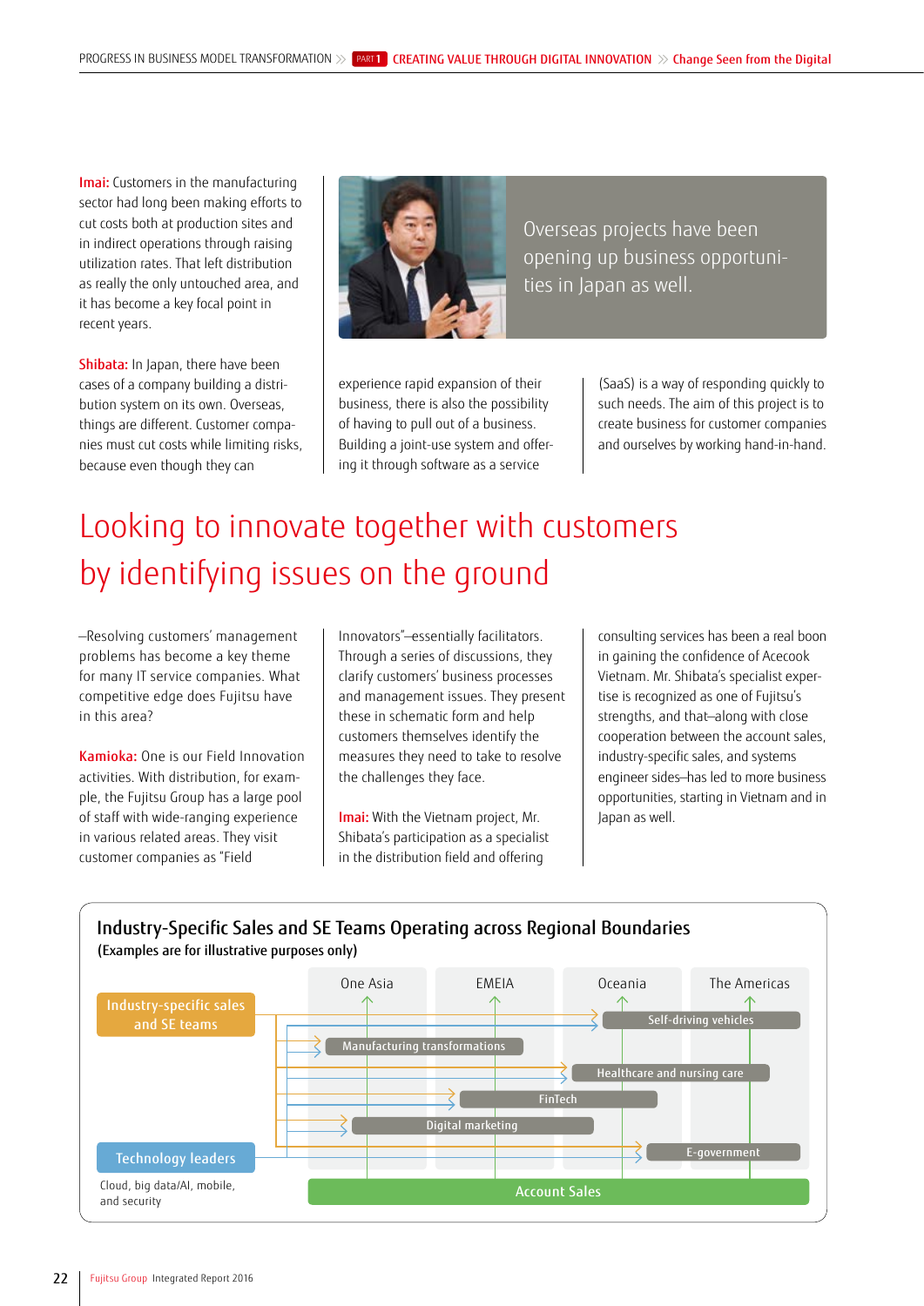**Imai:** Customers in the manufacturing sector had long been making efforts to cut costs both at production sites and in indirect operations through raising utilization rates. That left distribution as really the only untouched area, and it has become a key focal point in recent years.

**Shibata:** In Japan, there have been cases of a company building a distribution system on its own. Overseas, things are different. Customer companies must cut costs while limiting risks, because even though they can experience rapid expansion of their business, there is also the possibility of having to pull out of a business. Building a joint-use system and offering it through software as a service (SaaS) is a way of responding quickly to such needs. The aim of this project is to create business for customer companies and ourselves by working hand-in-hand.

Overseas projects have been opening up business opportunities in Japan as well.

# Looking to innovate together with customers by identifying issues on the ground

—Resolving customers' management problems has become a key theme for many IT service companies. What competitive edge does Fujitsu have in this area?

**Kamioka:** One is our Field Innovation activities. With distribution, for example, the Fujitsu Group has a large pool of staff with wide-ranging experience in various related areas. They visit customer companies as "Field Innovators"—essentially facilitators. Through a series of discussions, they clarify customers' business processes and management issues. They present these in schematic form and help customers themselves identify the measures they need to take to resolve the challenges they face.

**Imai:** With the Vietnam project, Mr. Shibata's participation as a specialist in the distribution field and offering consulting services has been a real boon in gaining the confidence of Acecook Vietnam. Mr. Shibata's specialist expertise is recognized as one of Fujitsu's strengths, and that—along with close cooperation between the account sales, industry-specific sales, and systems engineer sides—has led to more business opportunities, starting in Vietnam and in Japan as well.

## Industry-Specific Sales and SE Teams Operating across Regional Boundaries

(Examples are for illustrative purposes only)

Regions: One Asia, EMEIA, Oceania, The Americas

Industry-specific sales and SE teams

- Self-driving vehicles
- Manufacturing transformations
- Healthcare and nursing care
- FinTech
- Digital marketing
- E-government

Technology leaders

Cloud, big data/AI, mobile, and security

Account Sales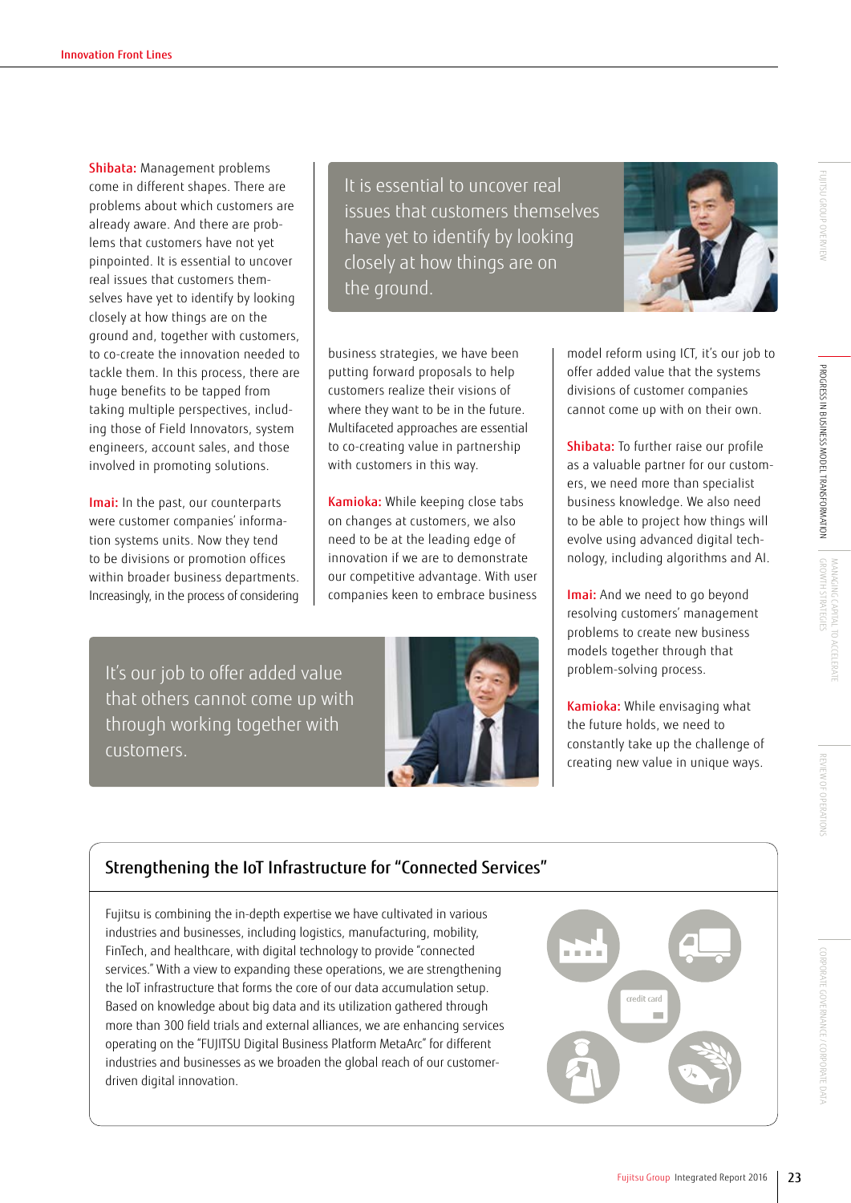**Shibata:** Management problems come in different shapes. There are problems about which customers are already aware. And there are problems that customers have not yet pinpointed. It is essential to uncover real issues that customers themselves have yet to identify by looking closely at how things are on the ground and, together with customers, to co-create the innovation needed to tackle them. In this process, there are huge benefits to be tapped from taking multiple perspectives, including those of Field Innovators, system engineers, account sales, and those involved in promoting solutions.

**Imai:** In the past, our counterparts were customer companies' information systems units. Now they tend to be divisions or promotion offices within broader business departments. Increasingly, in the process of considering business strategies, we have been putting forward proposals to help customers realize their visions of where they want to be in the future. Multifaceted approaches are essential to co-creating value in partnership with customers in this way.

> It is essential to uncover real issues that customers themselves have yet to identify by looking closely at how things are on the ground.

**Kamioka:** While keeping close tabs on changes at customers, we also need to be at the leading edge of innovation if we are to demonstrate our competitive advantage. With user companies keen to embrace business model reform using ICT, it's our job to offer added value that the systems divisions of customer companies cannot come up with on their own.

> It's our job to offer added value that others cannot come up with through working together with customers.

**Shibata:** To further raise our profile as a valuable partner for our customers, we need more than specialist business knowledge. We also need to be able to project how things will evolve using advanced digital technology, including algorithms and AI.

**Imai:** And we need to go beyond resolving customers' management problems to create new business models together through that problem-solving process.

**Kamioka:** While envisaging what the future holds, we need to constantly take up the challenge of creating new value in unique ways.

## Strengthening the IoT Infrastructure for "Connected Services"

Fujitsu is combining the in-depth expertise we have cultivated in various industries and businesses, including logistics, manufacturing, mobility, FinTech, and healthcare, with digital technology to provide "connected services." With a view to expanding these operations, we are strengthening the IoT infrastructure that forms the core of our data accumulation setup. Based on knowledge about big data and its utilization gathered through more than 300 field trials and external alliances, we are enhancing services operating on the "FUJITSU Digital Business Platform MetaArc" for different industries and businesses as we broaden the global reach of our customer-driven digital innovation.

credit card